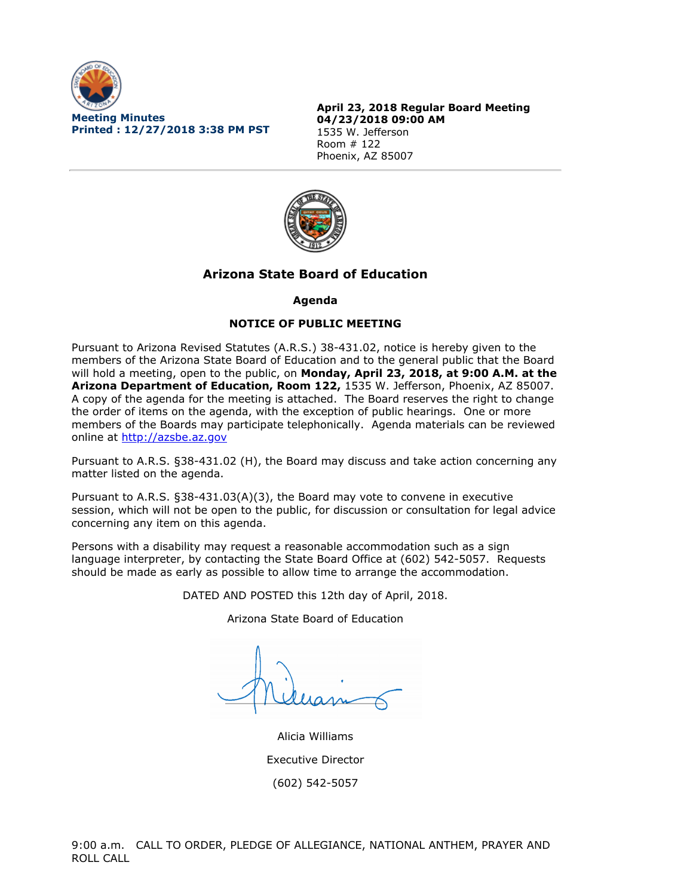**Meeting Minutes**
**Printed : 12/27/2018 3:38 PM PST**

**April 23, 2018 Regular Board Meeting**
**04/23/2018 09:00 AM**
1535 W. Jefferson
Room # 122
Phoenix, AZ 85007

## Arizona State Board of Education

### Agenda

### NOTICE OF PUBLIC MEETING

Pursuant to Arizona Revised Statutes (A.R.S.) 38-431.02, notice is hereby given to the members of the Arizona State Board of Education and to the general public that the Board will hold a meeting, open to the public, on **Monday, April 23, 2018, at 9:00 A.M. at the Arizona Department of Education, Room 122,** 1535 W. Jefferson, Phoenix, AZ 85007. A copy of the agenda for the meeting is attached. The Board reserves the right to change the order of items on the agenda, with the exception of public hearings. One or more members of the Boards may participate telephonically. Agenda materials can be reviewed online at http://azsbe.az.gov

Pursuant to A.R.S. §38-431.02 (H), the Board may discuss and take action concerning any matter listed on the agenda.

Pursuant to A.R.S. §38-431.03(A)(3), the Board may vote to convene in executive session, which will not be open to the public, for discussion or consultation for legal advice concerning any item on this agenda.

Persons with a disability may request a reasonable accommodation such as a sign language interpreter, by contacting the State Board Office at (602) 542-5057. Requests should be made as early as possible to allow time to arrange the accommodation.

DATED AND POSTED this 12th day of April, 2018.

Arizona State Board of Education

Alicia Williams

Executive Director

(602) 542-5057

9:00 a.m. CALL TO ORDER, PLEDGE OF ALLEGIANCE, NATIONAL ANTHEM, PRAYER AND ROLL CALL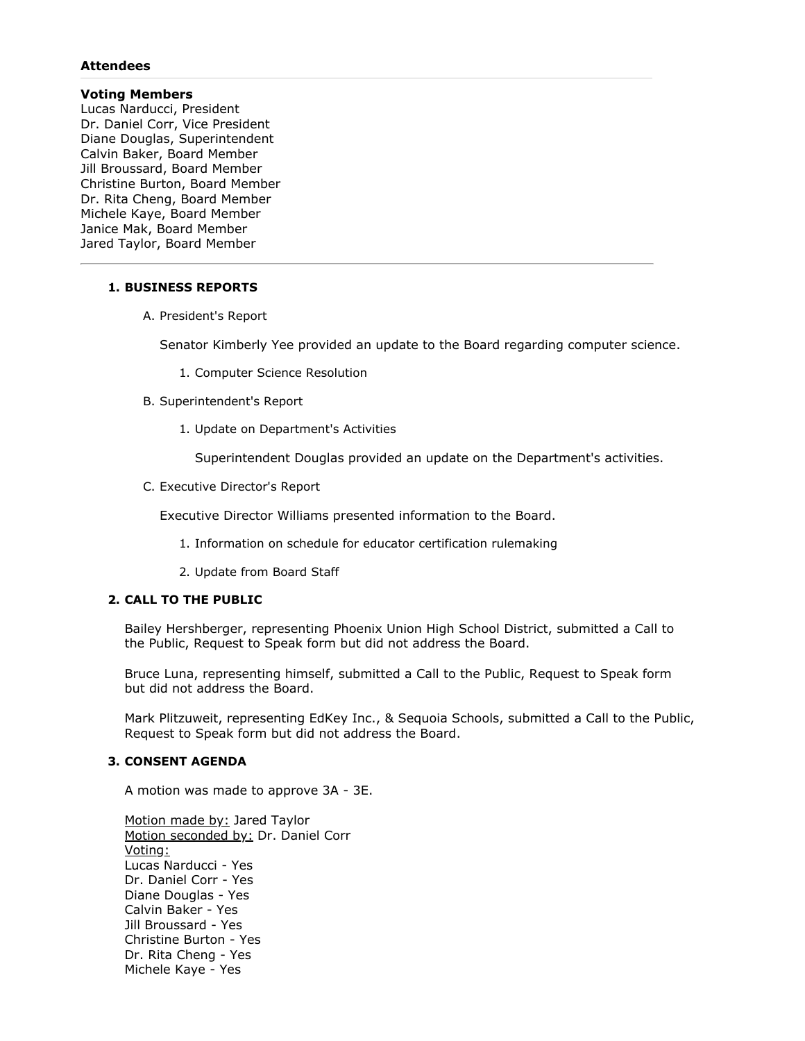### Attendees

**Voting Members**
Lucas Narducci, President
Dr. Daniel Corr, Vice President
Diane Douglas, Superintendent
Calvin Baker, Board Member
Jill Broussard, Board Member
Christine Burton, Board Member
Dr. Rita Cheng, Board Member
Michele Kaye, Board Member
Janice Mak, Board Member
Jared Taylor, Board Member

---

**1. BUSINESS REPORTS**

A. President's Report

Senator Kimberly Yee provided an update to the Board regarding computer science.

1. Computer Science Resolution

B. Superintendent's Report

1. Update on Department's Activities

   Superintendent Douglas provided an update on the Department's activities.

C. Executive Director's Report

Executive Director Williams presented information to the Board.

1. Information on schedule for educator certification rulemaking
2. Update from Board Staff

**2. CALL TO THE PUBLIC**

Bailey Hershberger, representing Phoenix Union High School District, submitted a Call to the Public, Request to Speak form but did not address the Board.

Bruce Luna, representing himself, submitted a Call to the Public, Request to Speak form but did not address the Board.

Mark Plitzuweit, representing EdKey Inc., & Sequoia Schools, submitted a Call to the Public, Request to Speak form but did not address the Board.

**3. CONSENT AGENDA**

A motion was made to approve 3A - 3E.

Motion made by: Jared Taylor
Motion seconded by: Dr. Daniel Corr
Voting:
Lucas Narducci - Yes
Dr. Daniel Corr - Yes
Diane Douglas - Yes
Calvin Baker - Yes
Jill Broussard - Yes
Christine Burton - Yes
Dr. Rita Cheng - Yes
Michele Kaye - Yes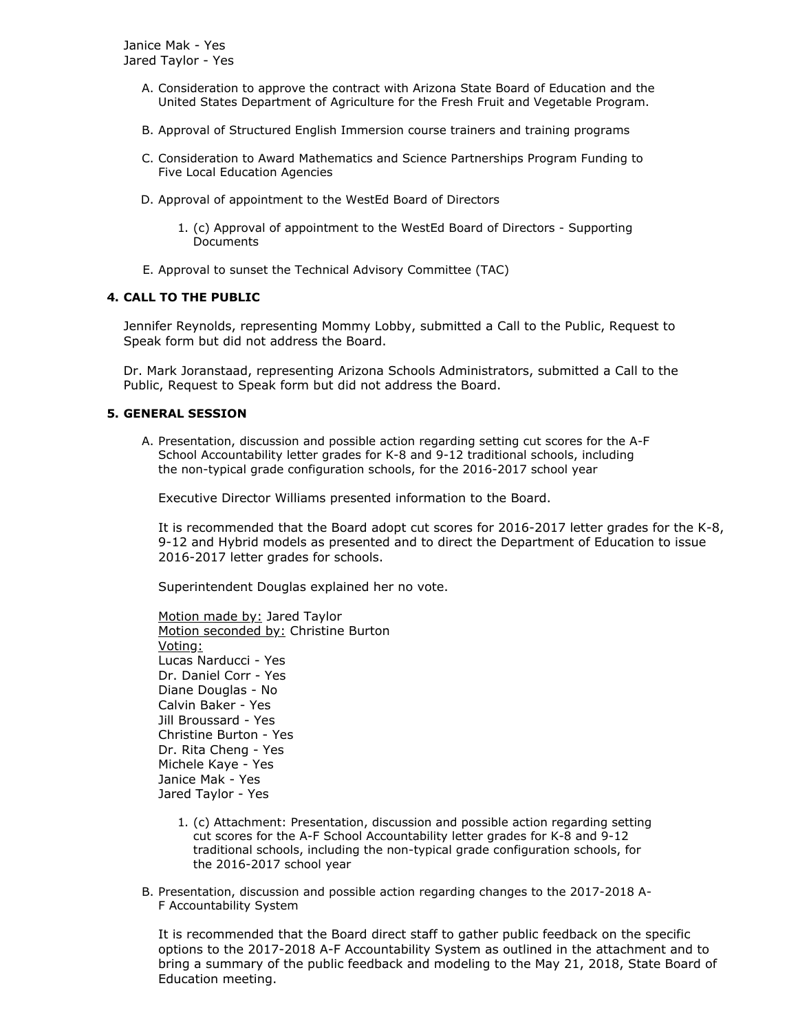Janice Mak - Yes
Jared Taylor - Yes

A. Consideration to approve the contract with Arizona State Board of Education and the United States Department of Agriculture for the Fresh Fruit and Vegetable Program.

B. Approval of Structured English Immersion course trainers and training programs

C. Consideration to Award Mathematics and Science Partnerships Program Funding to Five Local Education Agencies

D. Approval of appointment to the WestEd Board of Directors

1. (c) Approval of appointment to the WestEd Board of Directors - Supporting Documents

E. Approval to sunset the Technical Advisory Committee (TAC)

### 4. CALL TO THE PUBLIC

Jennifer Reynolds, representing Mommy Lobby, submitted a Call to the Public, Request to Speak form but did not address the Board.

Dr. Mark Joranstaad, representing Arizona Schools Administrators, submitted a Call to the Public, Request to Speak form but did not address the Board.

### 5. GENERAL SESSION

A. Presentation, discussion and possible action regarding setting cut scores for the A-F School Accountability letter grades for K-8 and 9-12 traditional schools, including the non-typical grade configuration schools, for the 2016-2017 school year

Executive Director Williams presented information to the Board.

It is recommended that the Board adopt cut scores for 2016-2017 letter grades for the K-8, 9-12 and Hybrid models as presented and to direct the Department of Education to issue 2016-2017 letter grades for schools.

Superintendent Douglas explained her no vote.

Motion made by: Jared Taylor
Motion seconded by: Christine Burton
Voting:
Lucas Narducci - Yes
Dr. Daniel Corr - Yes
Diane Douglas - No
Calvin Baker - Yes
Jill Broussard - Yes
Christine Burton - Yes
Dr. Rita Cheng - Yes
Michele Kaye - Yes
Janice Mak - Yes
Jared Taylor - Yes

1. (c) Attachment: Presentation, discussion and possible action regarding setting cut scores for the A-F School Accountability letter grades for K-8 and 9-12 traditional schools, including the non-typical grade configuration schools, for the 2016-2017 school year

B. Presentation, discussion and possible action regarding changes to the 2017-2018 A-F Accountability System

It is recommended that the Board direct staff to gather public feedback on the specific options to the 2017-2018 A-F Accountability System as outlined in the attachment and to bring a summary of the public feedback and modeling to the May 21, 2018, State Board of Education meeting.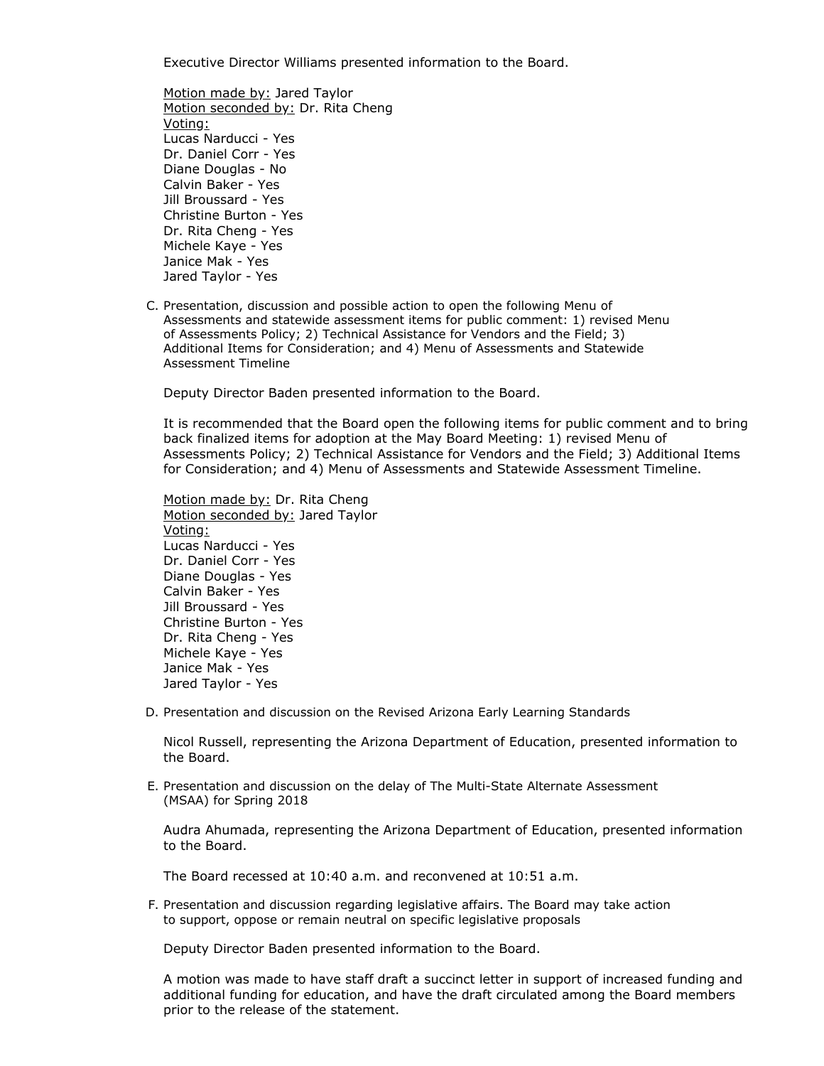Executive Director Williams presented information to the Board.

Motion made by: Jared Taylor
Motion seconded by: Dr. Rita Cheng
Voting:
Lucas Narducci - Yes
Dr. Daniel Corr - Yes
Diane Douglas - No
Calvin Baker - Yes
Jill Broussard - Yes
Christine Burton - Yes
Dr. Rita Cheng - Yes
Michele Kaye - Yes
Janice Mak - Yes
Jared Taylor - Yes

C. Presentation, discussion and possible action to open the following Menu of Assessments and statewide assessment items for public comment: 1) revised Menu of Assessments Policy; 2) Technical Assistance for Vendors and the Field; 3) Additional Items for Consideration; and 4) Menu of Assessments and Statewide Assessment Timeline

Deputy Director Baden presented information to the Board.

It is recommended that the Board open the following items for public comment and to bring back finalized items for adoption at the May Board Meeting: 1) revised Menu of Assessments Policy; 2) Technical Assistance for Vendors and the Field; 3) Additional Items for Consideration; and 4) Menu of Assessments and Statewide Assessment Timeline.

Motion made by: Dr. Rita Cheng
Motion seconded by: Jared Taylor
Voting:
Lucas Narducci - Yes
Dr. Daniel Corr - Yes
Diane Douglas - Yes
Calvin Baker - Yes
Jill Broussard - Yes
Christine Burton - Yes
Dr. Rita Cheng - Yes
Michele Kaye - Yes
Janice Mak - Yes
Jared Taylor - Yes

D. Presentation and discussion on the Revised Arizona Early Learning Standards

Nicol Russell, representing the Arizona Department of Education, presented information to the Board.

E. Presentation and discussion on the delay of The Multi-State Alternate Assessment (MSAA) for Spring 2018

Audra Ahumada, representing the Arizona Department of Education, presented information to the Board.

The Board recessed at 10:40 a.m. and reconvened at 10:51 a.m.

F. Presentation and discussion regarding legislative affairs. The Board may take action to support, oppose or remain neutral on specific legislative proposals

Deputy Director Baden presented information to the Board.

A motion was made to have staff draft a succinct letter in support of increased funding and additional funding for education, and have the draft circulated among the Board members prior to the release of the statement.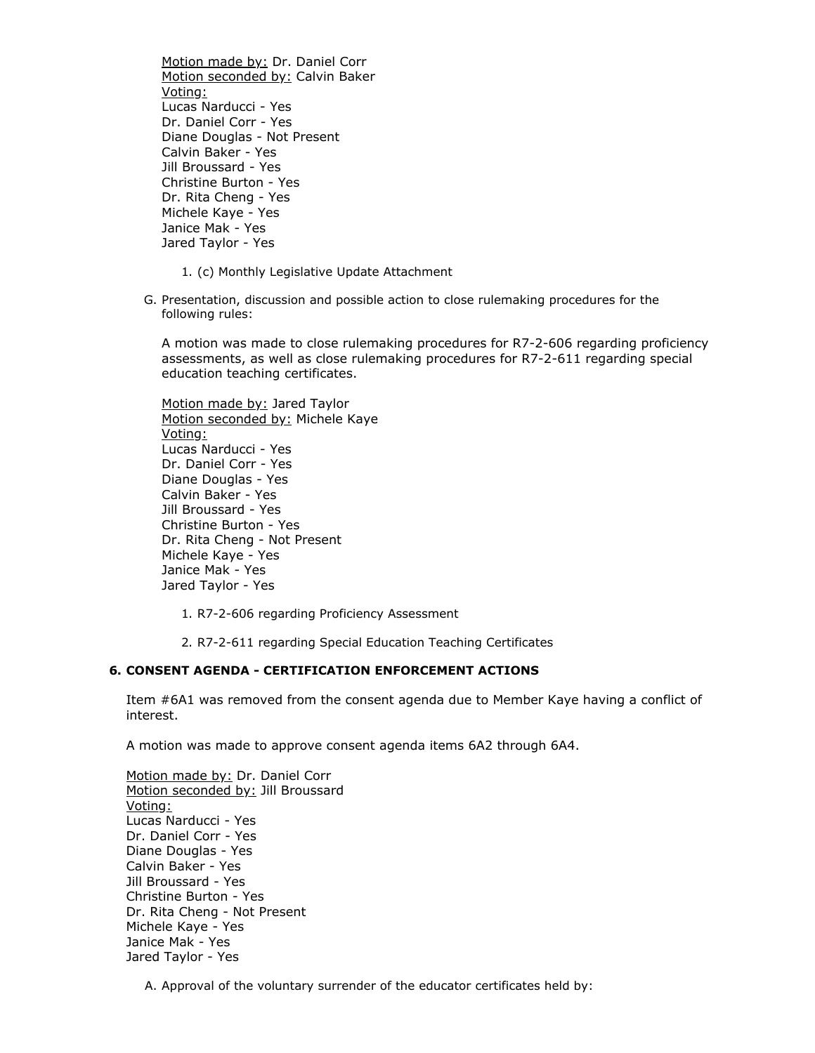Motion made by: Dr. Daniel Corr
Motion seconded by: Calvin Baker
Voting:
Lucas Narducci - Yes
Dr. Daniel Corr - Yes
Diane Douglas - Not Present
Calvin Baker - Yes
Jill Broussard - Yes
Christine Burton - Yes
Dr. Rita Cheng - Yes
Michele Kaye - Yes
Janice Mak - Yes
Jared Taylor - Yes

1. (c) Monthly Legislative Update Attachment

G. Presentation, discussion and possible action to close rulemaking procedures for the following rules:

A motion was made to close rulemaking procedures for R7-2-606 regarding proficiency assessments, as well as close rulemaking procedures for R7-2-611 regarding special education teaching certificates.

Motion made by: Jared Taylor
Motion seconded by: Michele Kaye
Voting:
Lucas Narducci - Yes
Dr. Daniel Corr - Yes
Diane Douglas - Yes
Calvin Baker - Yes
Jill Broussard - Yes
Christine Burton - Yes
Dr. Rita Cheng - Not Present
Michele Kaye - Yes
Janice Mak - Yes
Jared Taylor - Yes

1. R7-2-606 regarding Proficiency Assessment
2. R7-2-611 regarding Special Education Teaching Certificates

### 6. CONSENT AGENDA - CERTIFICATION ENFORCEMENT ACTIONS

Item #6A1 was removed from the consent agenda due to Member Kaye having a conflict of interest.

A motion was made to approve consent agenda items 6A2 through 6A4.

Motion made by: Dr. Daniel Corr
Motion seconded by: Jill Broussard
Voting:
Lucas Narducci - Yes
Dr. Daniel Corr - Yes
Diane Douglas - Yes
Calvin Baker - Yes
Jill Broussard - Yes
Christine Burton - Yes
Dr. Rita Cheng - Not Present
Michele Kaye - Yes
Janice Mak - Yes
Jared Taylor - Yes

A. Approval of the voluntary surrender of the educator certificates held by: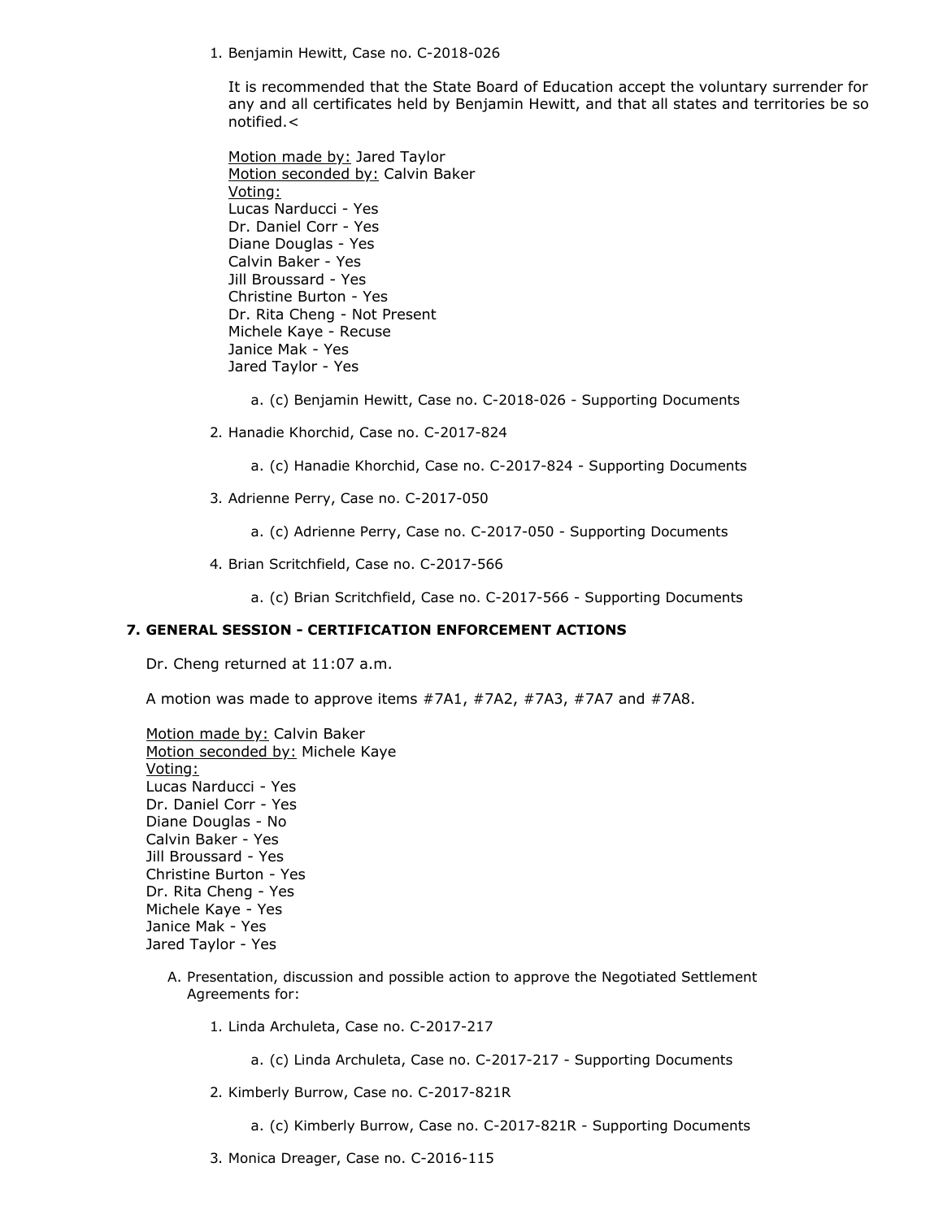1. Benjamin Hewitt, Case no. C-2018-026

   It is recommended that the State Board of Education accept the voluntary surrender for any and all certificates held by Benjamin Hewitt, and that all states and territories be so notified.<

   Motion made by: Jared Taylor
   Motion seconded by: Calvin Baker
   Voting:
   Lucas Narducci - Yes
   Dr. Daniel Corr - Yes
   Diane Douglas - Yes
   Calvin Baker - Yes
   Jill Broussard - Yes
   Christine Burton - Yes
   Dr. Rita Cheng - Not Present
   Michele Kaye - Recuse
   Janice Mak - Yes
   Jared Taylor - Yes

   a. (c) Benjamin Hewitt, Case no. C-2018-026 - Supporting Documents

2. Hanadie Khorchid, Case no. C-2017-824

   a. (c) Hanadie Khorchid, Case no. C-2017-824 - Supporting Documents

3. Adrienne Perry, Case no. C-2017-050

   a. (c) Adrienne Perry, Case no. C-2017-050 - Supporting Documents

4. Brian Scritchfield, Case no. C-2017-566

   a. (c) Brian Scritchfield, Case no. C-2017-566 - Supporting Documents

**7. GENERAL SESSION - CERTIFICATION ENFORCEMENT ACTIONS**

Dr. Cheng returned at 11:07 a.m.

A motion was made to approve items #7A1, #7A2, #7A3, #7A7 and #7A8.

Motion made by: Calvin Baker
Motion seconded by: Michele Kaye
Voting:
Lucas Narducci - Yes
Dr. Daniel Corr - Yes
Diane Douglas - No
Calvin Baker - Yes
Jill Broussard - Yes
Christine Burton - Yes
Dr. Rita Cheng - Yes
Michele Kaye - Yes
Janice Mak - Yes
Jared Taylor - Yes

A. Presentation, discussion and possible action to approve the Negotiated Settlement Agreements for:

   1. Linda Archuleta, Case no. C-2017-217

      a. (c) Linda Archuleta, Case no. C-2017-217 - Supporting Documents

   2. Kimberly Burrow, Case no. C-2017-821R

      a. (c) Kimberly Burrow, Case no. C-2017-821R - Supporting Documents

   3. Monica Dreager, Case no. C-2016-115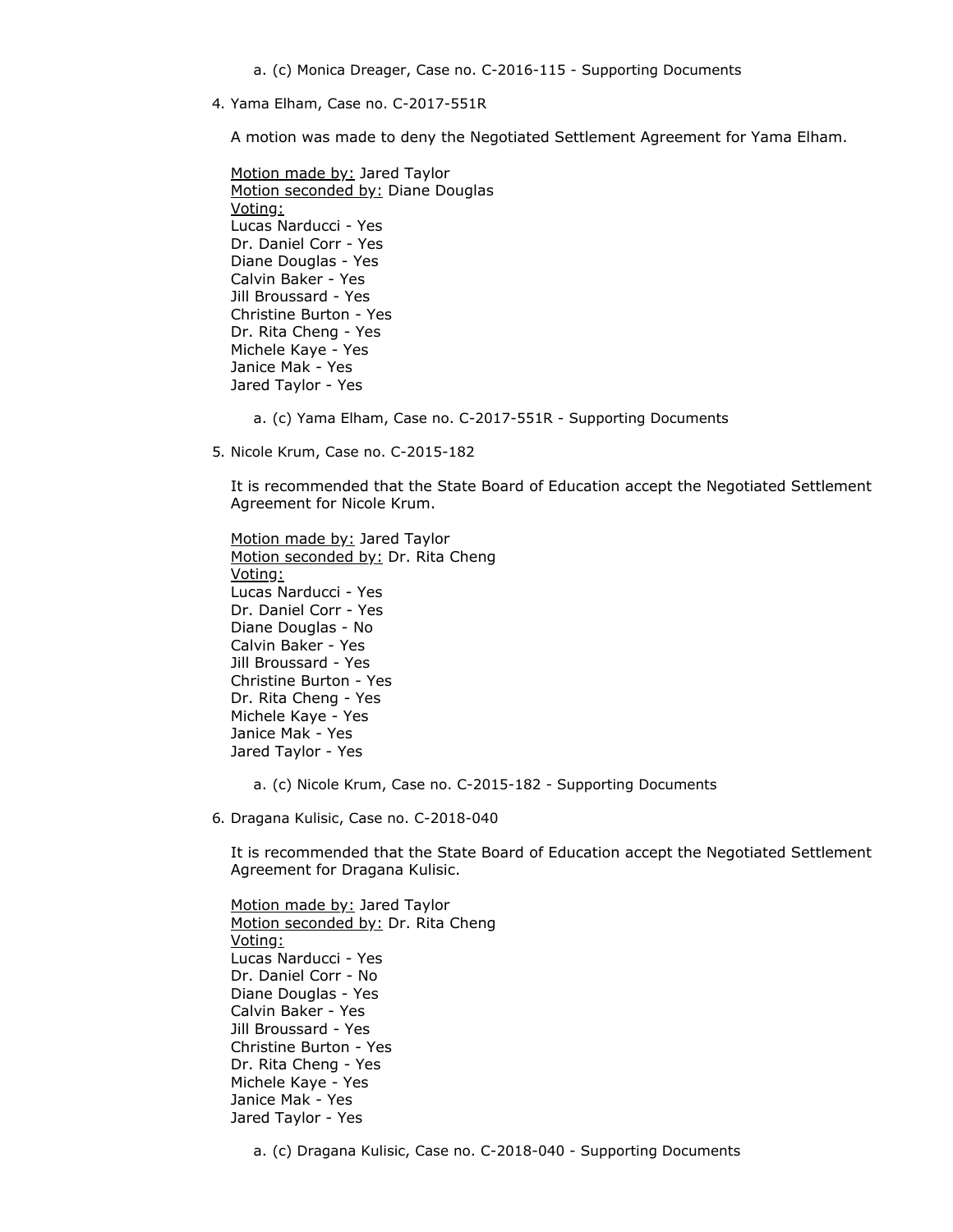a. (c) Monica Dreager, Case no. C-2016-115 - Supporting Documents

4. Yama Elham, Case no. C-2017-551R

   A motion was made to deny the Negotiated Settlement Agreement for Yama Elham.

   Motion made by: Jared Taylor
   Motion seconded by: Diane Douglas
   Voting:
   Lucas Narducci - Yes
   Dr. Daniel Corr - Yes
   Diane Douglas - Yes
   Calvin Baker - Yes
   Jill Broussard - Yes
   Christine Burton - Yes
   Dr. Rita Cheng - Yes
   Michele Kaye - Yes
   Janice Mak - Yes
   Jared Taylor - Yes

   a. (c) Yama Elham, Case no. C-2017-551R - Supporting Documents

5. Nicole Krum, Case no. C-2015-182

   It is recommended that the State Board of Education accept the Negotiated Settlement Agreement for Nicole Krum.

   Motion made by: Jared Taylor
   Motion seconded by: Dr. Rita Cheng
   Voting:
   Lucas Narducci - Yes
   Dr. Daniel Corr - Yes
   Diane Douglas - No
   Calvin Baker - Yes
   Jill Broussard - Yes
   Christine Burton - Yes
   Dr. Rita Cheng - Yes
   Michele Kaye - Yes
   Janice Mak - Yes
   Jared Taylor - Yes

   a. (c) Nicole Krum, Case no. C-2015-182 - Supporting Documents

6. Dragana Kulisic, Case no. C-2018-040

   It is recommended that the State Board of Education accept the Negotiated Settlement Agreement for Dragana Kulisic.

   Motion made by: Jared Taylor
   Motion seconded by: Dr. Rita Cheng
   Voting:
   Lucas Narducci - Yes
   Dr. Daniel Corr - No
   Diane Douglas - Yes
   Calvin Baker - Yes
   Jill Broussard - Yes
   Christine Burton - Yes
   Dr. Rita Cheng - Yes
   Michele Kaye - Yes
   Janice Mak - Yes
   Jared Taylor - Yes

   a. (c) Dragana Kulisic, Case no. C-2018-040 - Supporting Documents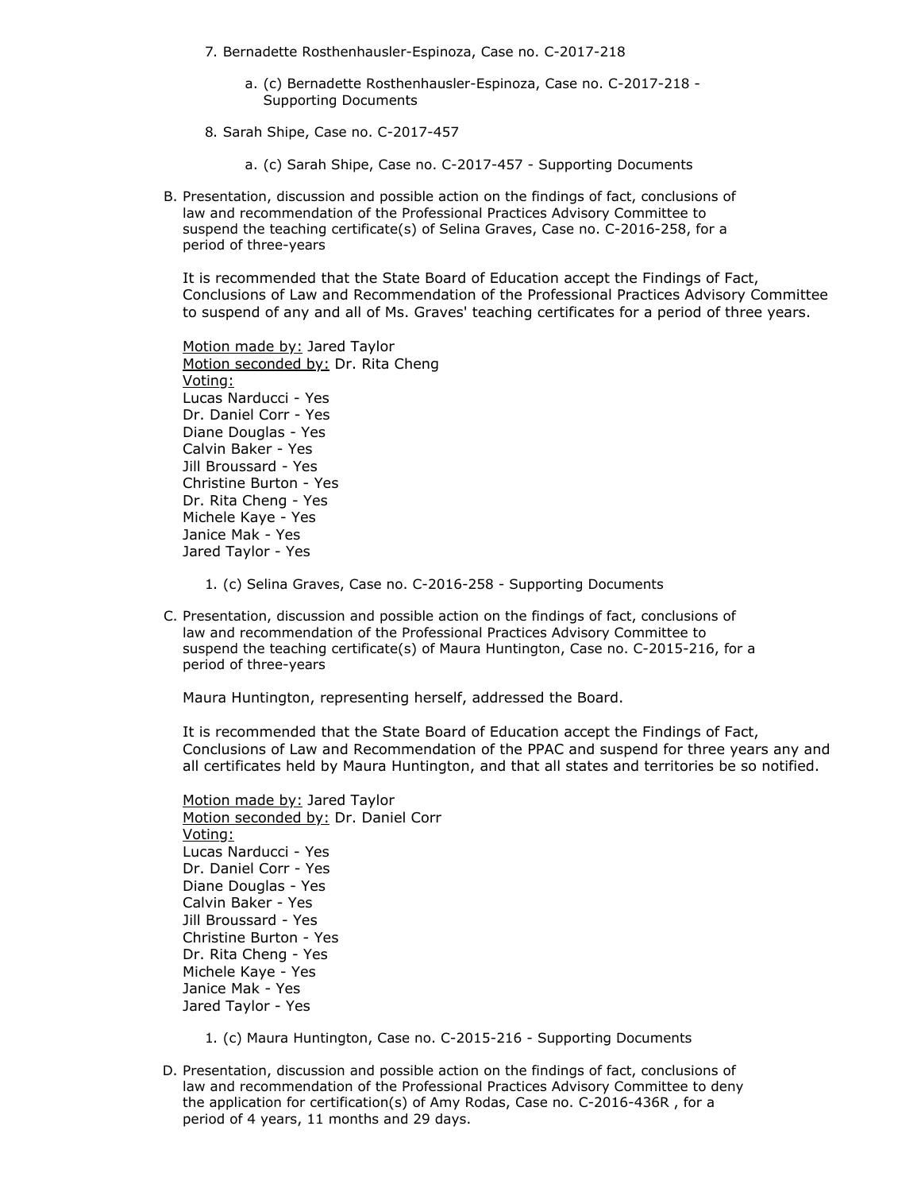7. Bernadette Rosthenhausler-Espinoza, Case no. C-2017-218

    a. (c) Bernadette Rosthenhausler-Espinoza, Case no. C-2017-218 - Supporting Documents

8. Sarah Shipe, Case no. C-2017-457

    a. (c) Sarah Shipe, Case no. C-2017-457 - Supporting Documents

B. Presentation, discussion and possible action on the findings of fact, conclusions of law and recommendation of the Professional Practices Advisory Committee to suspend the teaching certificate(s) of Selina Graves, Case no. C-2016-258, for a period of three-years

It is recommended that the State Board of Education accept the Findings of Fact, Conclusions of Law and Recommendation of the Professional Practices Advisory Committee to suspend of any and all of Ms. Graves' teaching certificates for a period of three years.

Motion made by: Jared Taylor
Motion seconded by: Dr. Rita Cheng
Voting:
Lucas Narducci - Yes
Dr. Daniel Corr - Yes
Diane Douglas - Yes
Calvin Baker - Yes
Jill Broussard - Yes
Christine Burton - Yes
Dr. Rita Cheng - Yes
Michele Kaye - Yes
Janice Mak - Yes
Jared Taylor - Yes

1. (c) Selina Graves, Case no. C-2016-258 - Supporting Documents

C. Presentation, discussion and possible action on the findings of fact, conclusions of law and recommendation of the Professional Practices Advisory Committee to suspend the teaching certificate(s) of Maura Huntington, Case no. C-2015-216, for a period of three-years

Maura Huntington, representing herself, addressed the Board.

It is recommended that the State Board of Education accept the Findings of Fact, Conclusions of Law and Recommendation of the PPAC and suspend for three years any and all certificates held by Maura Huntington, and that all states and territories be so notified.

Motion made by: Jared Taylor
Motion seconded by: Dr. Daniel Corr
Voting:
Lucas Narducci - Yes
Dr. Daniel Corr - Yes
Diane Douglas - Yes
Calvin Baker - Yes
Jill Broussard - Yes
Christine Burton - Yes
Dr. Rita Cheng - Yes
Michele Kaye - Yes
Janice Mak - Yes
Jared Taylor - Yes

1. (c) Maura Huntington, Case no. C-2015-216 - Supporting Documents

D. Presentation, discussion and possible action on the findings of fact, conclusions of law and recommendation of the Professional Practices Advisory Committee to deny the application for certification(s) of Amy Rodas, Case no. C-2016-436R , for a period of 4 years, 11 months and 29 days.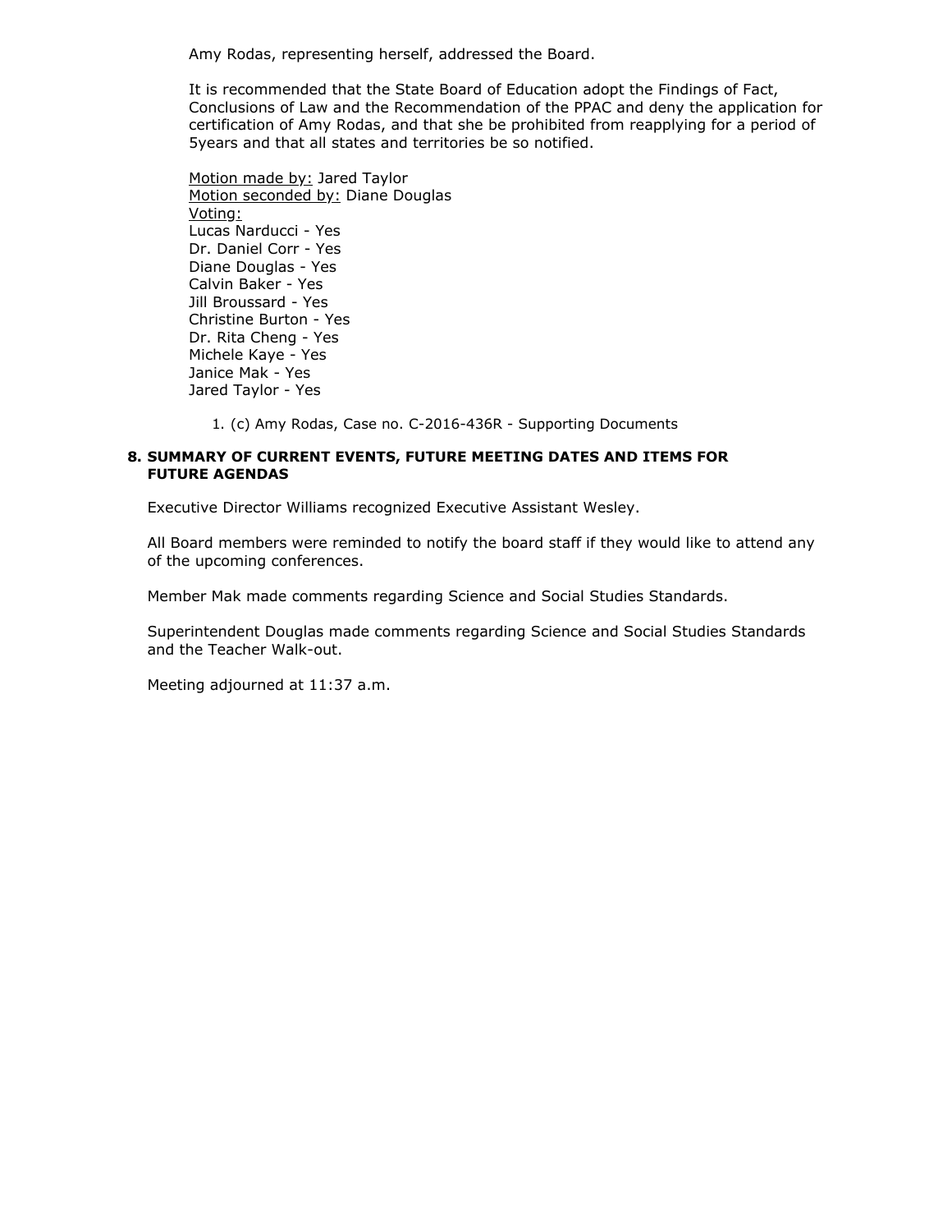Amy Rodas, representing herself, addressed the Board.

It is recommended that the State Board of Education adopt the Findings of Fact, Conclusions of Law and the Recommendation of the PPAC and deny the application for certification of Amy Rodas, and that she be prohibited from reapplying for a period of 5years and that all states and territories be so notified.

Motion made by: Jared Taylor
Motion seconded by: Diane Douglas
Voting:
Lucas Narducci - Yes
Dr. Daniel Corr - Yes
Diane Douglas - Yes
Calvin Baker - Yes
Jill Broussard - Yes
Christine Burton - Yes
Dr. Rita Cheng - Yes
Michele Kaye - Yes
Janice Mak - Yes
Jared Taylor - Yes

1. (c) Amy Rodas, Case no. C-2016-436R - Supporting Documents

**8. SUMMARY OF CURRENT EVENTS, FUTURE MEETING DATES AND ITEMS FOR FUTURE AGENDAS**

Executive Director Williams recognized Executive Assistant Wesley.

All Board members were reminded to notify the board staff if they would like to attend any of the upcoming conferences.

Member Mak made comments regarding Science and Social Studies Standards.

Superintendent Douglas made comments regarding Science and Social Studies Standards and the Teacher Walk-out.

Meeting adjourned at 11:37 a.m.